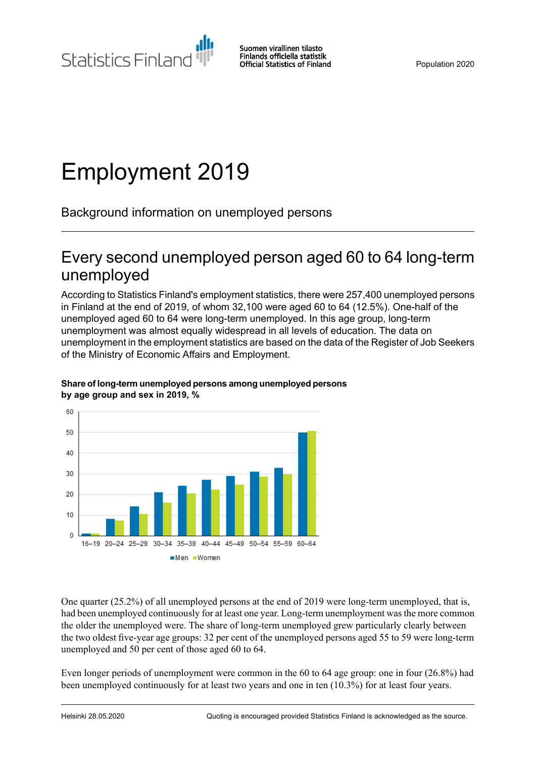# Employment 2019

Background information on unemployed persons

## Every second unemployed person aged 60 to 64 long-term unemployed

According to Statistics Finland's employment statistics, there were 257,400 unemployed persons in Finland at the end of 2019, of whom 32,100 were aged 60 to 64 (12.5%). One-half of the unemployed aged 60 to 64 were long-term unemployed. In this age group, long-term unemployment was almost equally widespread in all levels of education. The data on unemployment in the employment statistics are based on the data of the Register of Job Seekers of the Ministry of Economic Affairs and Employment.

**Share of long-term unemployed persons among unemployed persons by age group and sex in 2019, %**

One quarter (25.2%) of all unemployed persons at the end of 2019 were long-term unemployed, that is, had been unemployed continuously for at least one year. Long-term unemployment was the more common the older the unemployed were. The share of long-term unemployed grew particularly clearly between the two oldest five-year age groups: 32 per cent of the unemployed persons aged 55 to 59 were long-term unemployed and 50 per cent of those aged 60 to 64.

Even longer periods of unemployment were common in the 60 to 64 age group: one in four (26.8%) had been unemployed continuously for at least two years and one in ten (10.3%) for at least four years.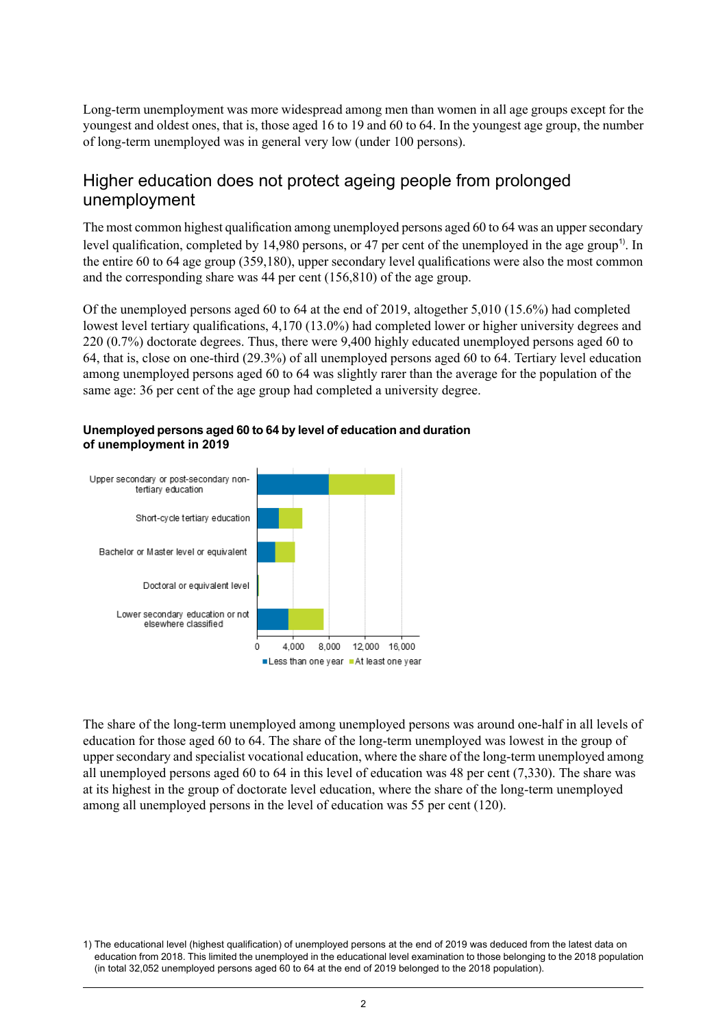Long-term unemployment was more widespread among men than women in all age groups except for the youngest and oldest ones, that is, those aged 16 to 19 and 60 to 64. In the youngest age group, the number of long-term unemployed was in general very low (under 100 persons).

## Higher education does not protect ageing people from prolonged unemployment

The most common highest qualification among unemployed persons aged 60 to 64 was an upper secondary level qualification, completed by 14,980 persons, or 47 per cent of the unemployed in the age group[1)]. In the entire 60 to 64 age group (359,180), upper secondary level qualifications were also the most common and the corresponding share was 44 per cent (156,810) of the age group.

Of the unemployed persons aged 60 to 64 at the end of 2019, altogether 5,010 (15.6%) had completed lowest level tertiary qualifications, 4,170 (13.0%) had completed lower or higher university degrees and 220 (0.7%) doctorate degrees. Thus, there were 9,400 highly educated unemployed persons aged 60 to 64, that is, close on one-third (29.3%) of all unemployed persons aged 60 to 64. Tertiary level education among unemployed persons aged 60 to 64 was slightly rarer than the average for the population of the same age: 36 per cent of the age group had completed a university degree.

**Unemployed persons aged 60 to 64 by level of education and duration of unemployment in 2019**

The share of the long-term unemployed among unemployed persons was around one-half in all levels of education for those aged 60 to 64. The share of the long-term unemployed was lowest in the group of upper secondary and specialist vocational education, where the share of the long-term unemployed among all unemployed persons aged 60 to 64 in this level of education was 48 per cent (7,330). The share was at its highest in the group of doctorate level education, where the share of the long-term unemployed among all unemployed persons in the level of education was 55 per cent (120).

1) The educational level (highest qualification) of unemployed persons at the end of 2019 was deduced from the latest data on education from 2018. This limited the unemployed in the educational level examination to those belonging to the 2018 population (in total 32,052 unemployed persons aged 60 to 64 at the end of 2019 belonged to the 2018 population).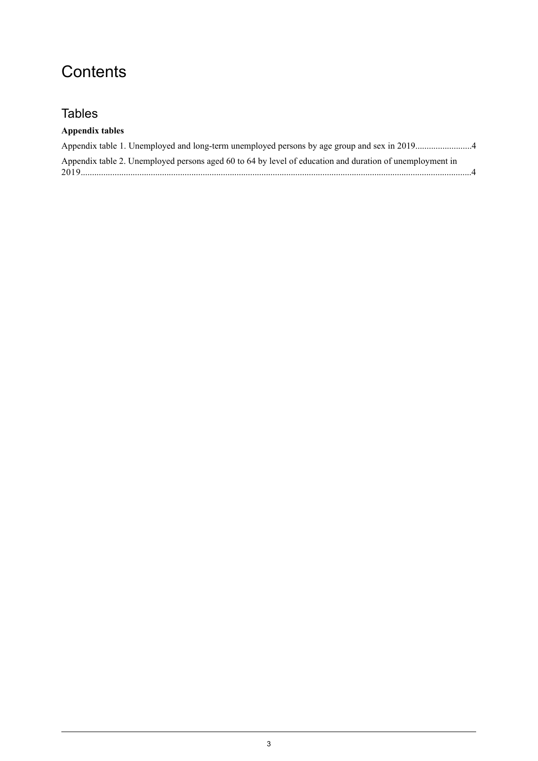# Contents

## Tables

**Appendix tables**

Appendix table 1. Unemployed and long-term unemployed persons by age group and sex in 2019.........................4

Appendix table 2. Unemployed persons aged 60 to 64 by level of education and duration of unemployment in 2019...........................................................................................................................................................4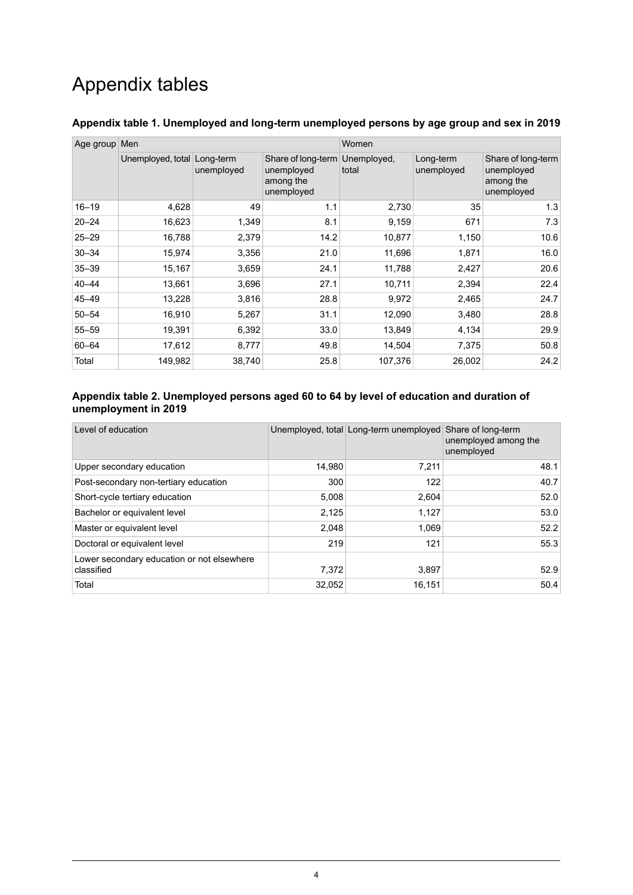# Appendix tables

**Appendix table 1. Unemployed and long-term unemployed persons by age group and sex in 2019**

| Age group | Men | | | Women | | |
|---|---|---|---|---|---|---|
| | Unemployed, total | Long-term unemployed | Share of long-term unemployed among the unemployed | Unemployed, total | Long-term unemployed | Share of long-term unemployed among the unemployed |
| 16–19 | 4,628 | 49 | 1.1 | 2,730 | 35 | 1.3 |
| 20–24 | 16,623 | 1,349 | 8.1 | 9,159 | 671 | 7.3 |
| 25–29 | 16,788 | 2,379 | 14.2 | 10,877 | 1,150 | 10.6 |
| 30–34 | 15,974 | 3,356 | 21.0 | 11,696 | 1,871 | 16.0 |
| 35–39 | 15,167 | 3,659 | 24.1 | 11,788 | 2,427 | 20.6 |
| 40–44 | 13,661 | 3,696 | 27.1 | 10,711 | 2,394 | 22.4 |
| 45–49 | 13,228 | 3,816 | 28.8 | 9,972 | 2,465 | 24.7 |
| 50–54 | 16,910 | 5,267 | 31.1 | 12,090 | 3,480 | 28.8 |
| 55–59 | 19,391 | 6,392 | 33.0 | 13,849 | 4,134 | 29.9 |
| 60–64 | 17,612 | 8,777 | 49.8 | 14,504 | 7,375 | 50.8 |
| Total | 149,982 | 38,740 | 25.8 | 107,376 | 26,002 | 24.2 |

**Appendix table 2. Unemployed persons aged 60 to 64 by level of education and duration of unemployment in 2019**

| Level of education | Unemployed, total | Long-term unemployed | Share of long-term unemployed among the unemployed |
|---|---|---|---|
| Upper secondary education | 14,980 | 7,211 | 48.1 |
| Post-secondary non-tertiary education | 300 | 122 | 40.7 |
| Short-cycle tertiary education | 5,008 | 2,604 | 52.0 |
| Bachelor or equivalent level | 2,125 | 1,127 | 53.0 |
| Master or equivalent level | 2,048 | 1,069 | 52.2 |
| Doctoral or equivalent level | 219 | 121 | 55.3 |
| Lower secondary education or not elsewhere classified | 7,372 | 3,897 | 52.9 |
| Total | 32,052 | 16,151 | 50.4 |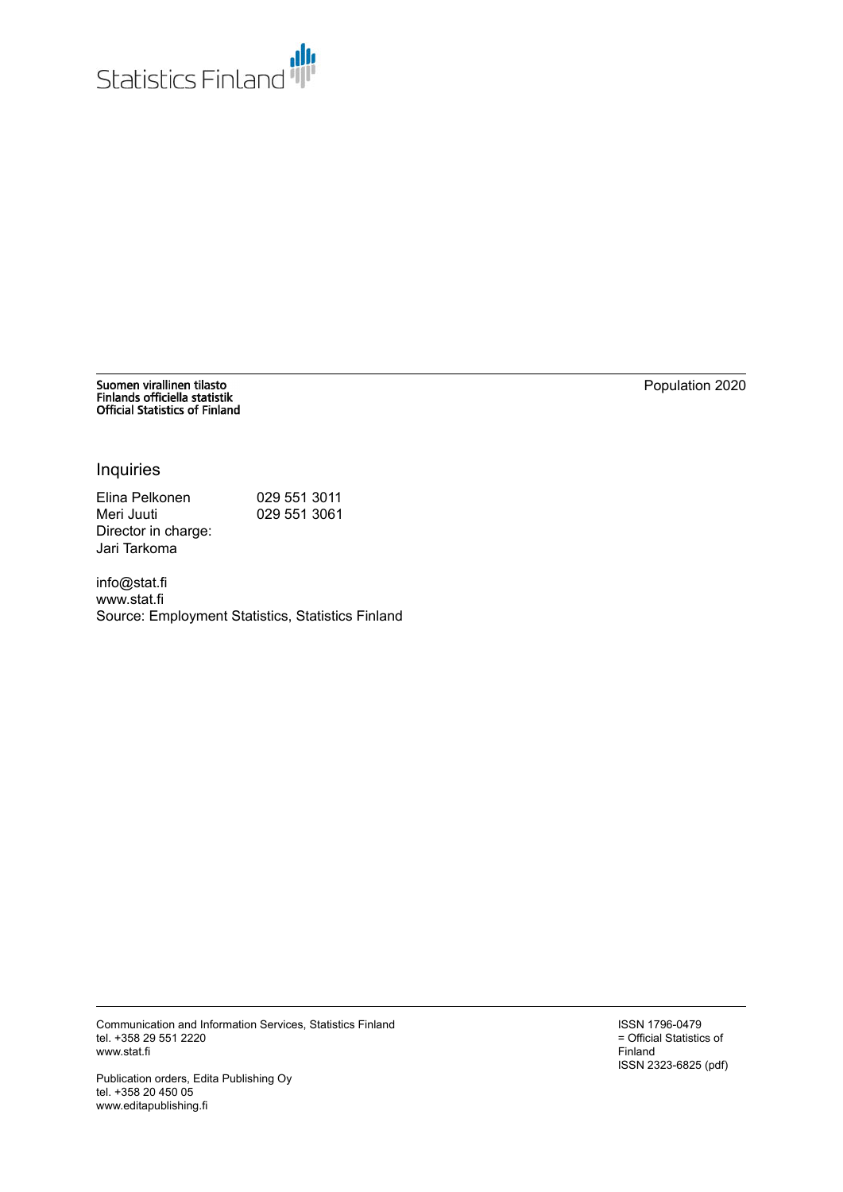Statistics Finland

Suomen virallinen tilasto
Finlands officiella statistik
Official Statistics of Finland

Population 2020

## Inquiries

Elina Pelkonen 029 551 3011
Meri Juuti 029 551 3061
Director in charge:
Jari Tarkoma

info@stat.fi
www.stat.fi
Source: Employment Statistics, Statistics Finland

Communication and Information Services, Statistics Finland
tel. +358 29 551 2220
www.stat.fi

Publication orders, Edita Publishing Oy
tel. +358 20 450 05
www.editapublishing.fi

ISSN 1796-0479
= Official Statistics of Finland
ISSN 2323-6825 (pdf)